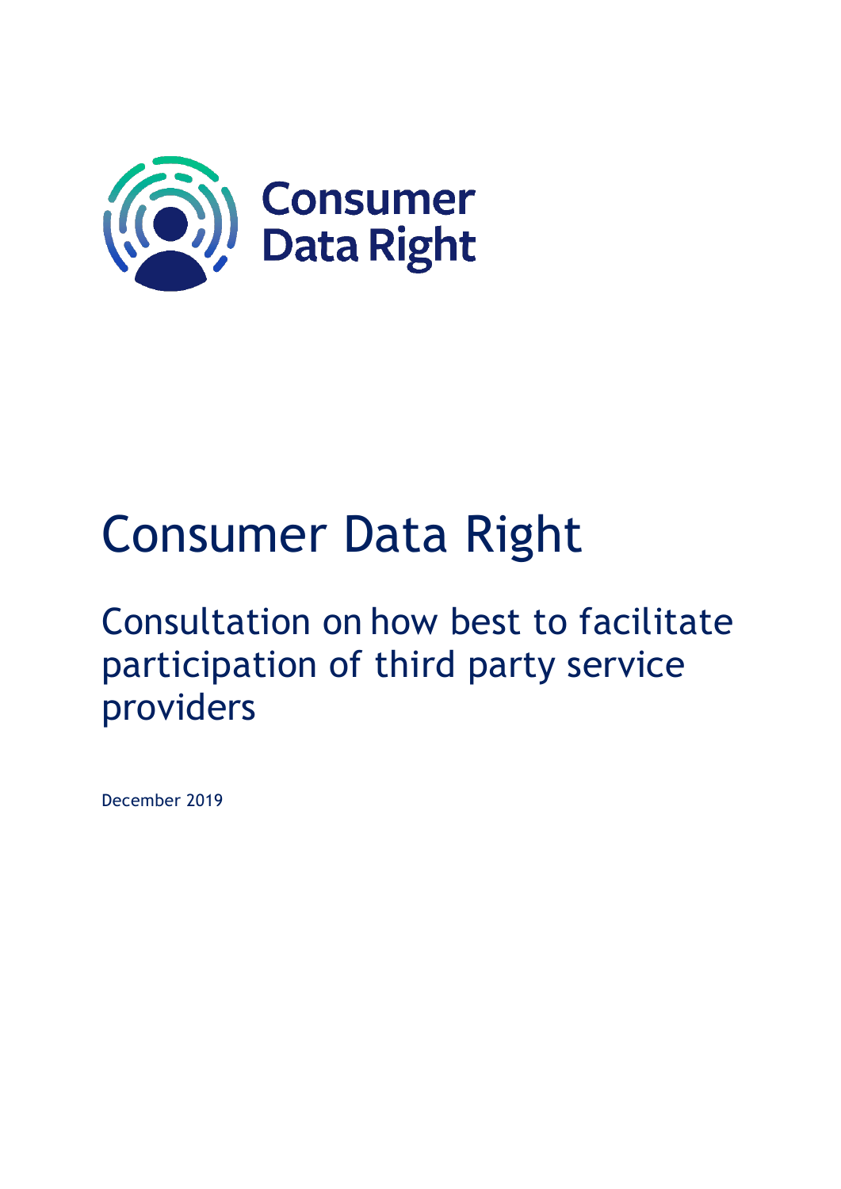# Consumer Data Right

## Consultation on how best to facilitate participation of third party service providers

December 2019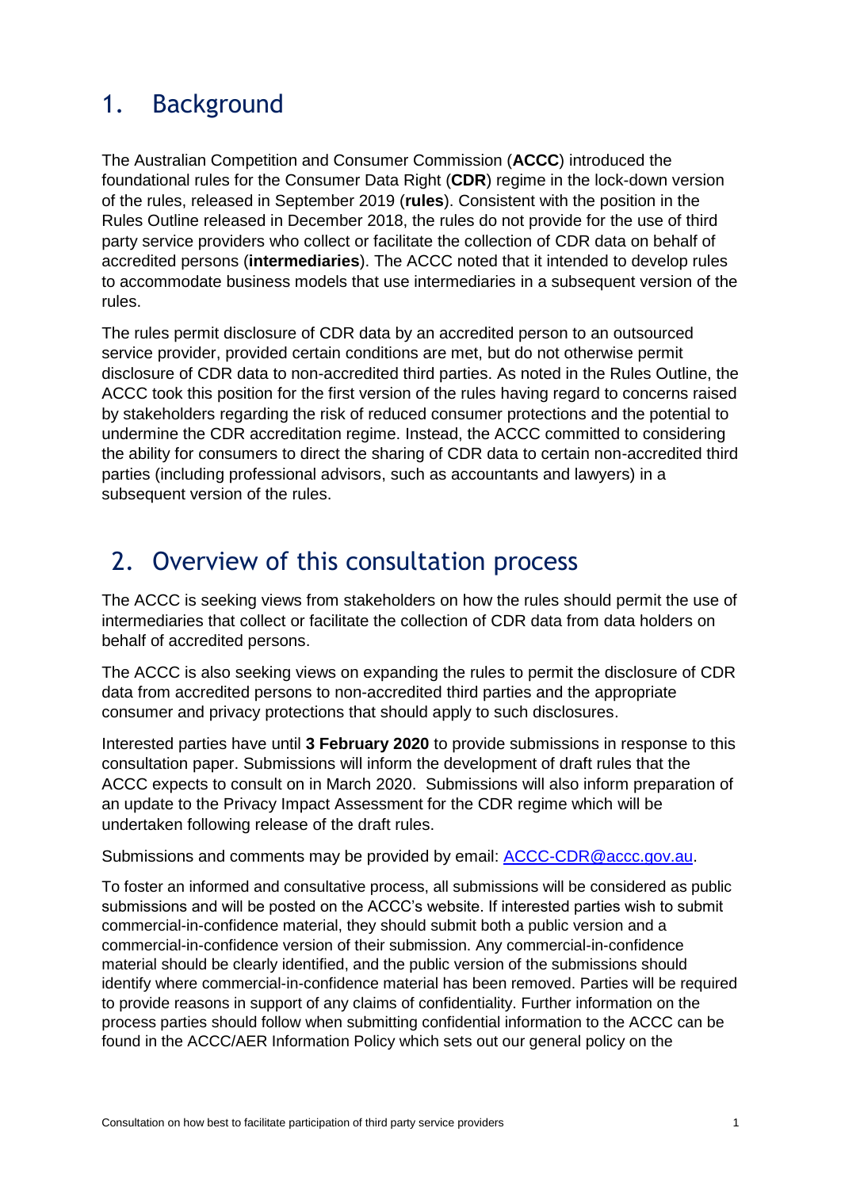# 1. Background

The Australian Competition and Consumer Commission (**ACCC**) introduced the foundational rules for the Consumer Data Right (**CDR**) regime in the lock-down version of the rules, released in September 2019 (**rules**). Consistent with the position in the Rules Outline released in December 2018, the rules do not provide for the use of third party service providers who collect or facilitate the collection of CDR data on behalf of accredited persons (**intermediaries**). The ACCC noted that it intended to develop rules to accommodate business models that use intermediaries in a subsequent version of the rules.

The rules permit disclosure of CDR data by an accredited person to an outsourced service provider, provided certain conditions are met, but do not otherwise permit disclosure of CDR data to non-accredited third parties. As noted in the Rules Outline, the ACCC took this position for the first version of the rules having regard to concerns raised by stakeholders regarding the risk of reduced consumer protections and the potential to undermine the CDR accreditation regime. Instead, the ACCC committed to considering the ability for consumers to direct the sharing of CDR data to certain non-accredited third parties (including professional advisors, such as accountants and lawyers) in a subsequent version of the rules.

# 2. Overview of this consultation process

The ACCC is seeking views from stakeholders on how the rules should permit the use of intermediaries that collect or facilitate the collection of CDR data from data holders on behalf of accredited persons.

The ACCC is also seeking views on expanding the rules to permit the disclosure of CDR data from accredited persons to non-accredited third parties and the appropriate consumer and privacy protections that should apply to such disclosures.

Interested parties have until **3 February 2020** to provide submissions in response to this consultation paper. Submissions will inform the development of draft rules that the ACCC expects to consult on in March 2020. Submissions will also inform preparation of an update to the Privacy Impact Assessment for the CDR regime which will be undertaken following release of the draft rules.

Submissions and comments may be provided by email: [ACCC-CDR@accc.gov.au](mailto:ACCC-CDR@accc.gov.au).

To foster an informed and consultative process, all submissions will be considered as public submissions and will be posted on the ACCC's website. If interested parties wish to submit commercial-in-confidence material, they should submit both a public version and a commercial-in-confidence version of their submission. Any commercial-in-confidence material should be clearly identified, and the public version of the submissions should identify where commercial-in-confidence material has been removed. Parties will be required to provide reasons in support of any claims of confidentiality. Further information on the process parties should follow when submitting confidential information to the ACCC can be found in the ACCC/AER Information Policy which sets out our general policy on the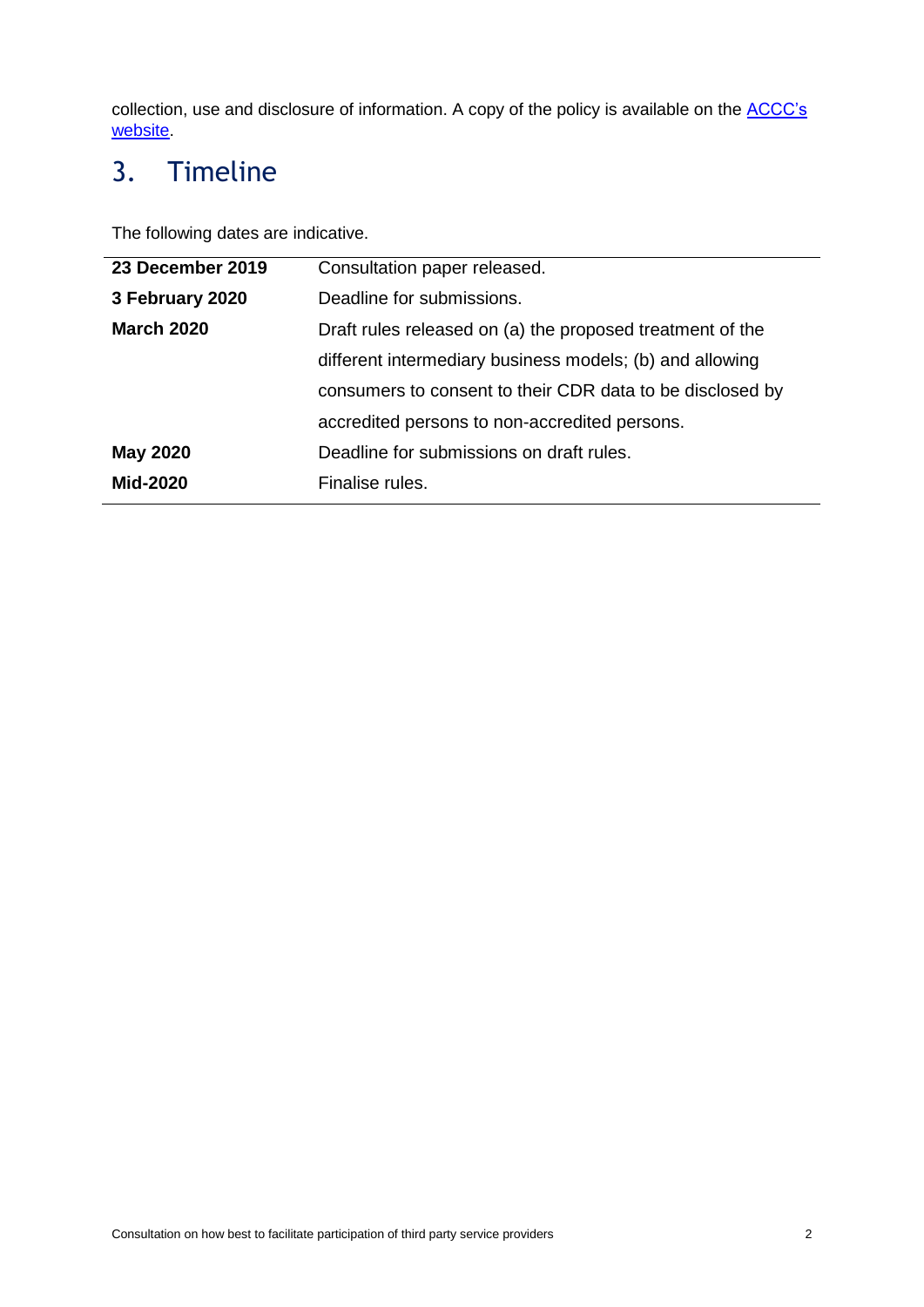collection, use and disclosure of information. A copy of the policy is available on the [ACCC's website](#).

## 3. Timeline

The following dates are indicative.

| | |
|---|---|
| **23 December 2019** | Consultation paper released. |
| **3 February 2020** | Deadline for submissions. |
| **March 2020** | Draft rules released on (a) the proposed treatment of the different intermediary business models; (b) and allowing consumers to consent to their CDR data to be disclosed by accredited persons to non-accredited persons. |
| **May 2020** | Deadline for submissions on draft rules. |
| **Mid-2020** | Finalise rules. |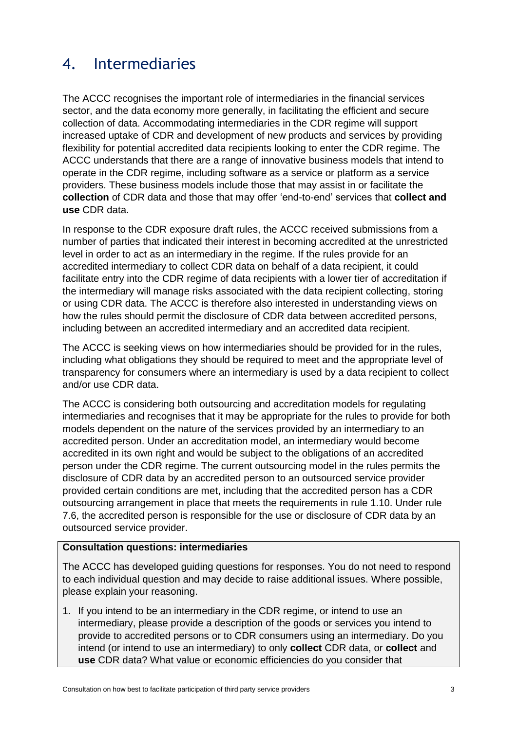# 4. Intermediaries

The ACCC recognises the important role of intermediaries in the financial services sector, and the data economy more generally, in facilitating the efficient and secure collection of data. Accommodating intermediaries in the CDR regime will support increased uptake of CDR and development of new products and services by providing flexibility for potential accredited data recipients looking to enter the CDR regime. The ACCC understands that there are a range of innovative business models that intend to operate in the CDR regime, including software as a service or platform as a service providers. These business models include those that may assist in or facilitate the **collection** of CDR data and those that may offer 'end-to-end' services that **collect and use** CDR data.

In response to the CDR exposure draft rules, the ACCC received submissions from a number of parties that indicated their interest in becoming accredited at the unrestricted level in order to act as an intermediary in the regime. If the rules provide for an accredited intermediary to collect CDR data on behalf of a data recipient, it could facilitate entry into the CDR regime of data recipients with a lower tier of accreditation if the intermediary will manage risks associated with the data recipient collecting, storing or using CDR data. The ACCC is therefore also interested in understanding views on how the rules should permit the disclosure of CDR data between accredited persons, including between an accredited intermediary and an accredited data recipient.

The ACCC is seeking views on how intermediaries should be provided for in the rules, including what obligations they should be required to meet and the appropriate level of transparency for consumers where an intermediary is used by a data recipient to collect and/or use CDR data.

The ACCC is considering both outsourcing and accreditation models for regulating intermediaries and recognises that it may be appropriate for the rules to provide for both models dependent on the nature of the services provided by an intermediary to an accredited person. Under an accreditation model, an intermediary would become accredited in its own right and would be subject to the obligations of an accredited person under the CDR regime. The current outsourcing model in the rules permits the disclosure of CDR data by an accredited person to an outsourced service provider provided certain conditions are met, including that the accredited person has a CDR outsourcing arrangement in place that meets the requirements in rule 1.10. Under rule 7.6, the accredited person is responsible for the use or disclosure of CDR data by an outsourced service provider.

**Consultation questions: intermediaries**

The ACCC has developed guiding questions for responses. You do not need to respond to each individual question and may decide to raise additional issues. Where possible, please explain your reasoning.

1. If you intend to be an intermediary in the CDR regime, or intend to use an intermediary, please provide a description of the goods or services you intend to provide to accredited persons or to CDR consumers using an intermediary. Do you intend (or intend to use an intermediary) to only **collect** CDR data, or **collect** and **use** CDR data? What value or economic efficiencies do you consider that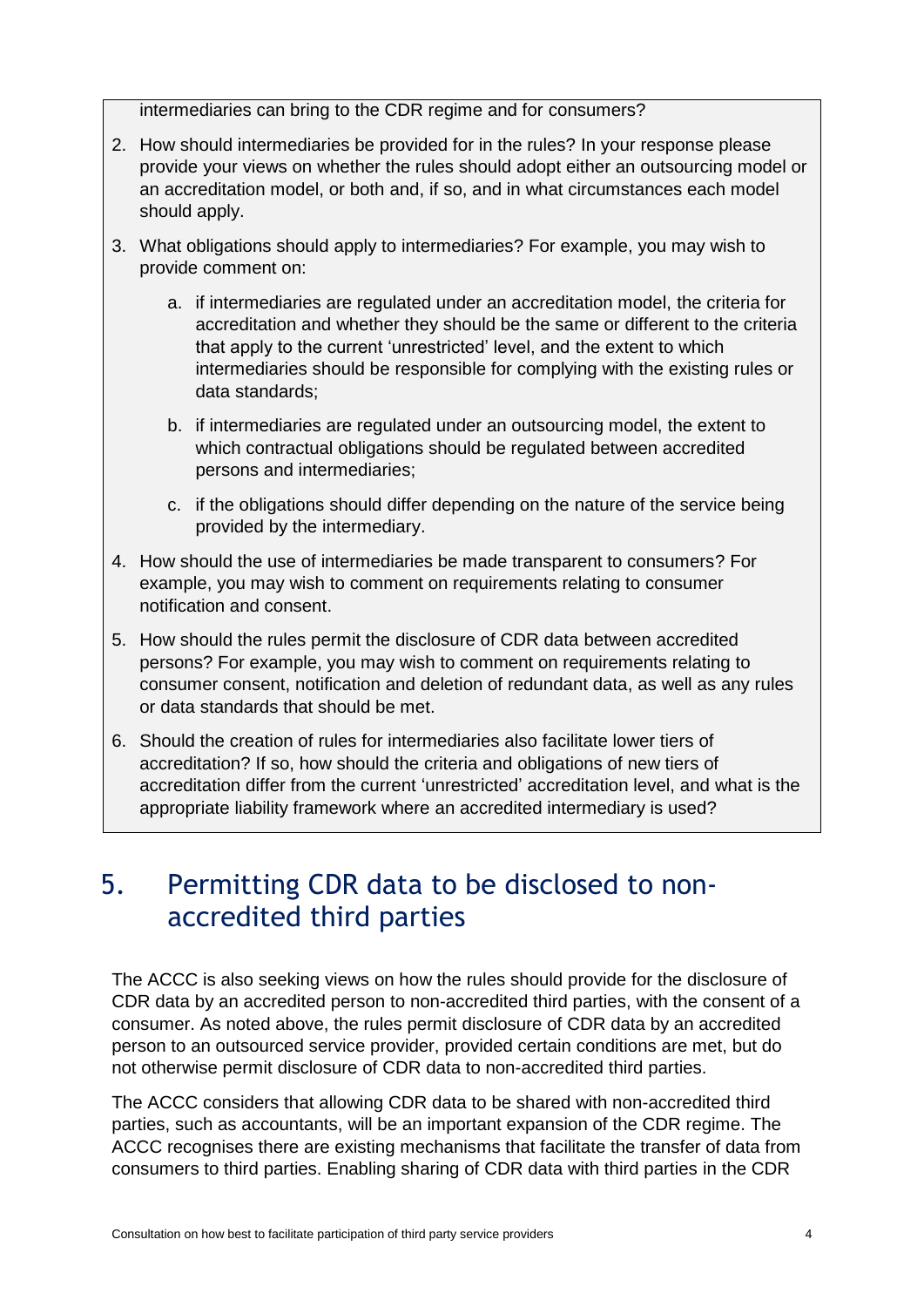intermediaries can bring to the CDR regime and for consumers?

2. How should intermediaries be provided for in the rules? In your response please provide your views on whether the rules should adopt either an outsourcing model or an accreditation model, or both and, if so, and in what circumstances each model should apply.

3. What obligations should apply to intermediaries? For example, you may wish to provide comment on:

   a. if intermediaries are regulated under an accreditation model, the criteria for accreditation and whether they should be the same or different to the criteria that apply to the current 'unrestricted' level, and the extent to which intermediaries should be responsible for complying with the existing rules or data standards;

   b. if intermediaries are regulated under an outsourcing model, the extent to which contractual obligations should be regulated between accredited persons and intermediaries;

   c. if the obligations should differ depending on the nature of the service being provided by the intermediary.

4. How should the use of intermediaries be made transparent to consumers? For example, you may wish to comment on requirements relating to consumer notification and consent.

5. How should the rules permit the disclosure of CDR data between accredited persons? For example, you may wish to comment on requirements relating to consumer consent, notification and deletion of redundant data, as well as any rules or data standards that should be met.

6. Should the creation of rules for intermediaries also facilitate lower tiers of accreditation? If so, how should the criteria and obligations of new tiers of accreditation differ from the current 'unrestricted' accreditation level, and what is the appropriate liability framework where an accredited intermediary is used?

# 5. Permitting CDR data to be disclosed to non-accredited third parties

The ACCC is also seeking views on how the rules should provide for the disclosure of CDR data by an accredited person to non-accredited third parties, with the consent of a consumer. As noted above, the rules permit disclosure of CDR data by an accredited person to an outsourced service provider, provided certain conditions are met, but do not otherwise permit disclosure of CDR data to non-accredited third parties.

The ACCC considers that allowing CDR data to be shared with non-accredited third parties, such as accountants, will be an important expansion of the CDR regime. The ACCC recognises there are existing mechanisms that facilitate the transfer of data from consumers to third parties. Enabling sharing of CDR data with third parties in the CDR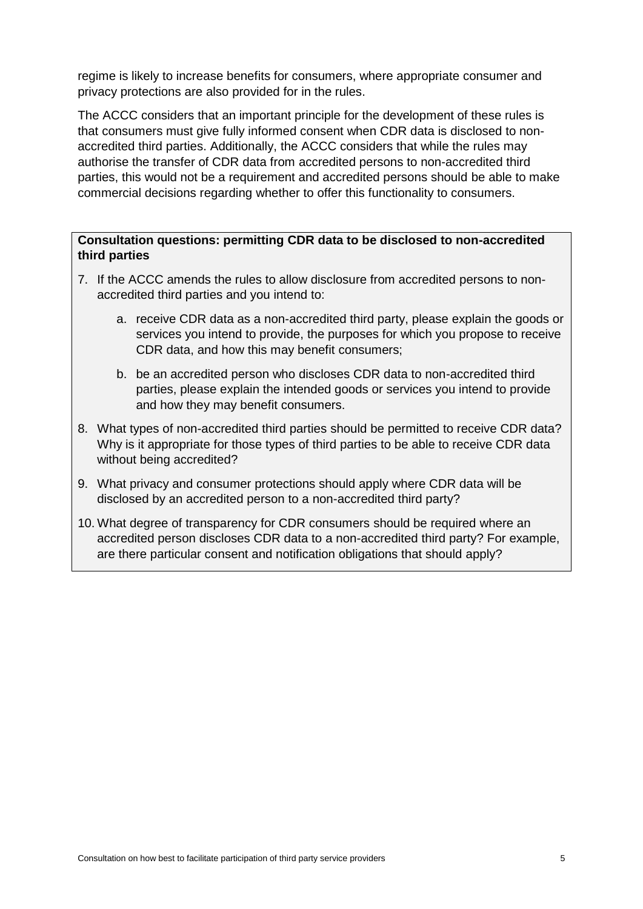regime is likely to increase benefits for consumers, where appropriate consumer and privacy protections are also provided for in the rules.

The ACCC considers that an important principle for the development of these rules is that consumers must give fully informed consent when CDR data is disclosed to non-accredited third parties. Additionally, the ACCC considers that while the rules may authorise the transfer of CDR data from accredited persons to non-accredited third parties, this would not be a requirement and accredited persons should be able to make commercial decisions regarding whether to offer this functionality to consumers.

**Consultation questions: permitting CDR data to be disclosed to non-accredited third parties**

7. If the ACCC amends the rules to allow disclosure from accredited persons to non-accredited third parties and you intend to:
    a. receive CDR data as a non-accredited third party, please explain the goods or services you intend to provide, the purposes for which you propose to receive CDR data, and how this may benefit consumers;
    b. be an accredited person who discloses CDR data to non-accredited third parties, please explain the intended goods or services you intend to provide and how they may benefit consumers.
8. What types of non-accredited third parties should be permitted to receive CDR data? Why is it appropriate for those types of third parties to be able to receive CDR data without being accredited?
9. What privacy and consumer protections should apply where CDR data will be disclosed by an accredited person to a non-accredited third party?
10. What degree of transparency for CDR consumers should be required where an accredited person discloses CDR data to a non-accredited third party? For example, are there particular consent and notification obligations that should apply?